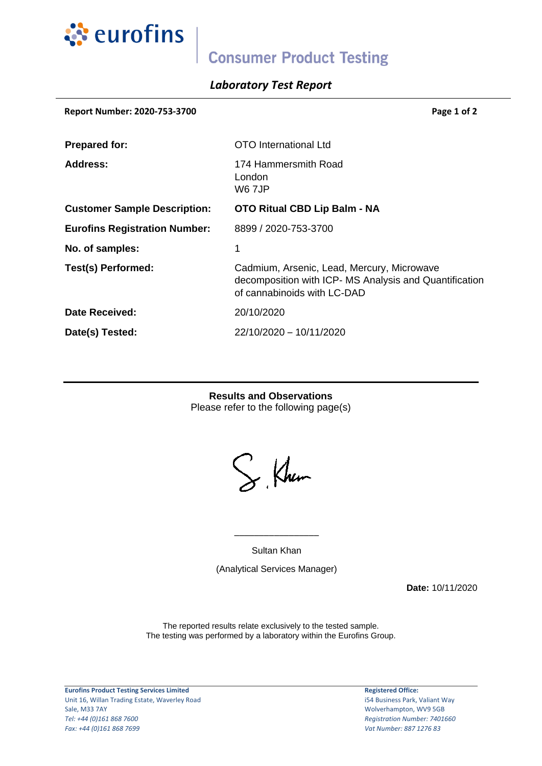# eurofins | Consumer Product Testing

## *Laboratory Test Report*

**Report Number: 2020-753-3700**

| | |
|---|---|
| **Prepared for:** | OTO International Ltd |
| **Address:** | 174 Hammersmith Road<br>London<br>W6 7JP |
| **Customer Sample Description:** | **OTO Ritual CBD Lip Balm - NA** |
| **Eurofins Registration Number:** | 8899 / 2020-753-3700 |
| **No. of samples:** | 1 |
| **Test(s) Performed:** | Cadmium, Arsenic, Lead, Mercury, Microwave decomposition with ICP- MS Analysis and Quantification of cannabinoids with LC-DAD |
| **Date Received:** | 20/10/2020 |
| **Date(s) Tested:** | 22/10/2020 – 10/11/2020 |

**Results and Observations**

Please refer to the following page(s)

S. Khan

________________

Sultan Khan

(Analytical Services Manager)

**Date:** 10/11/2020

The reported results relate exclusively to the tested sample.
The testing was performed by a laboratory within the Eurofins Group.

**Eurofins Product Testing Services Limited**
Unit 16, Willan Trading Estate, Waverley Road
Sale, M33 7AY
*Tel: +44 (0)161 868 7600*
*Fax: +44 (0)161 868 7699*

**Registered Office:**
i54 Business Park, Valiant Way
Wolverhampton, WV9 5GB
*Registration Number: 7401660*
*Vat Number: 887 1276 83*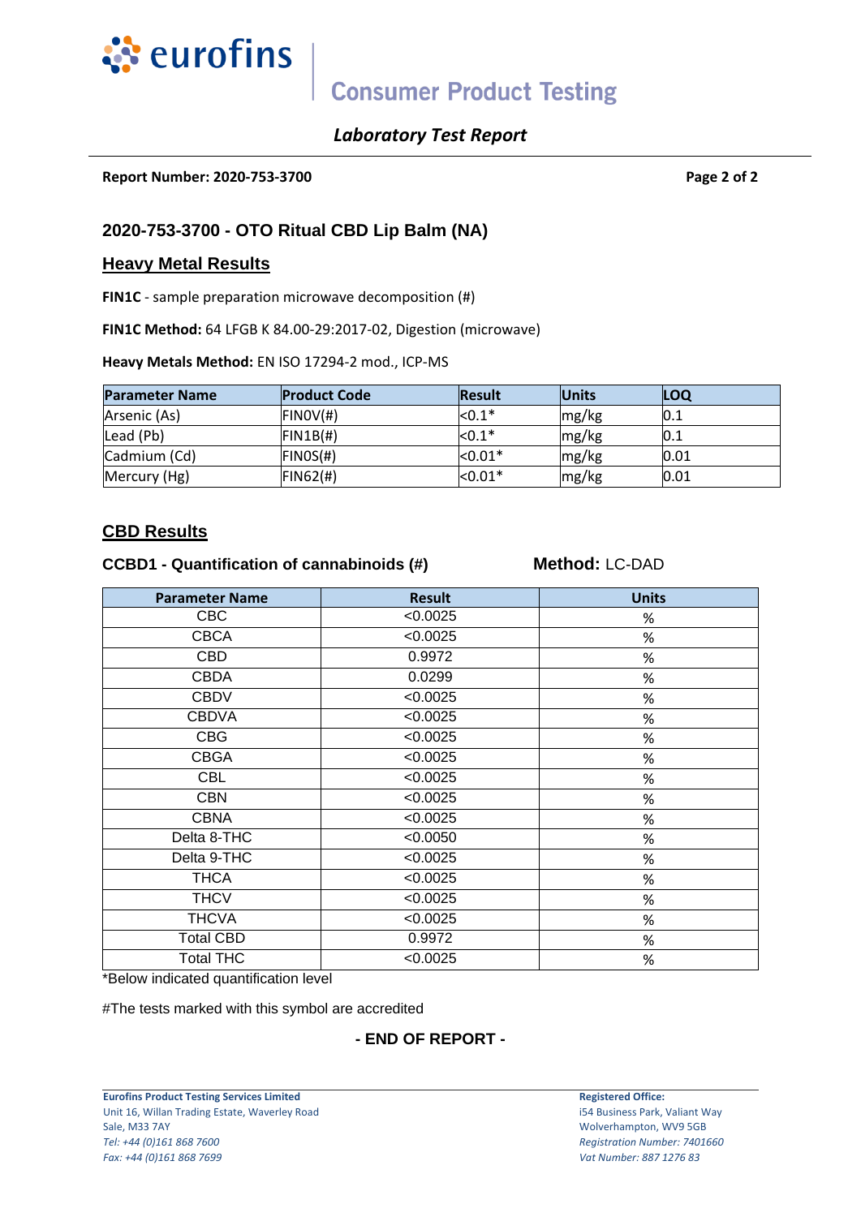## 2020-753-3700 - OTO Ritual CBD Lip Balm (NA)

### Heavy Metal Results

**FIN1C** - sample preparation microwave decomposition (#)

**FIN1C Method:** 64 LFGB K 84.00-29:2017-02, Digestion (microwave)

**Heavy Metals Method:** EN ISO 17294-2 mod., ICP-MS

| Parameter Name | Product Code | Result | Units | LOQ |
|---|---|---|---|---|
| Arsenic (As) | FIN0V(#) | <0.1* | mg/kg | 0.1 |
| Lead (Pb) | FIN1B(#) | <0.1* | mg/kg | 0.1 |
| Cadmium (Cd) | FIN0S(#) | <0.01* | mg/kg | 0.01 |
| Mercury (Hg) | FIN62(#) | <0.01* | mg/kg | 0.01 |

### CBD Results

**CCBD1 - Quantification of cannabinoids (#)** **Method:** LC-DAD

| Parameter Name | Result | Units |
|---|---|---|
| CBC | <0.0025 | % |
| CBCA | <0.0025 | % |
| CBD | 0.9972 | % |
| CBDA | 0.0299 | % |
| CBDV | <0.0025 | % |
| CBDVA | <0.0025 | % |
| CBG | <0.0025 | % |
| CBGA | <0.0025 | % |
| CBL | <0.0025 | % |
| CBN | <0.0025 | % |
| CBNA | <0.0025 | % |
| Delta 8-THC | <0.0050 | % |
| Delta 9-THC | <0.0025 | % |
| THCA | <0.0025 | % |
| THCV | <0.0025 | % |
| THCVA | <0.0025 | % |
| Total CBD | 0.9972 | % |
| Total THC | <0.0025 | % |

*Below indicated quantification level

#The tests marked with this symbol are accredited

**- END OF REPORT -**

**Eurofins Product Testing Services Limited**
Unit 16, Willan Trading Estate, Waverley Road
Sale, M33 7AY
*Tel: +44 (0)161 868 7600*
*Fax: +44 (0)161 868 7699*

**Registered Office:**
i54 Business Park, Valiant Way
Wolverhampton, WV9 5GB
*Registration Number: 7401660*
*Vat Number: 887 1276 83*